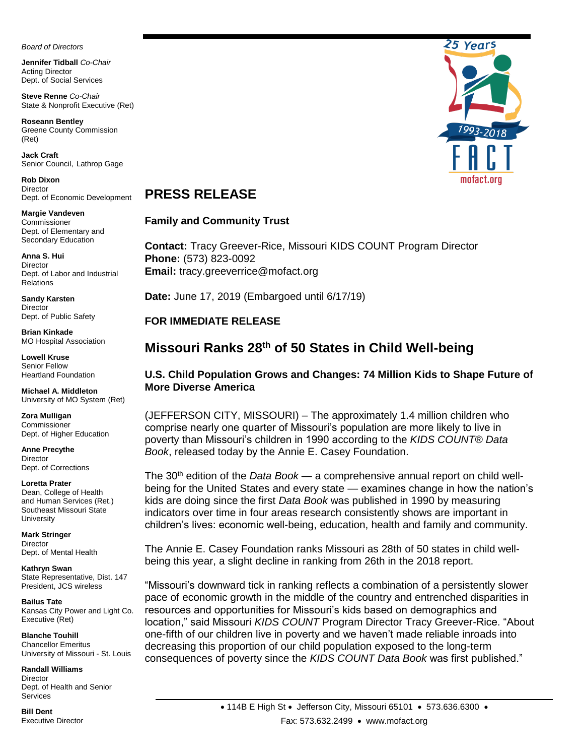*Board of Directors*

**Jennifer Tidball** *Co-Chair*
Acting Director
Dept. of Social Services

**Steve Renne** *Co-Chair*
State & Nonprofit Executive (Ret)

**Roseann Bentley**
Greene County Commission (Ret)

**Jack Craft**
Senior Council, Lathrop Gage

**Rob Dixon**
Director
Dept. of Economic Development

**Margie Vandeven**
Commissioner
Dept. of Elementary and Secondary Education

**Anna S. Hui**
Director
Dept. of Labor and Industrial Relations

**Sandy Karsten**
Director
Dept. of Public Safety

**Brian Kinkade**
MO Hospital Association

**Lowell Kruse**
Senior Fellow
Heartland Foundation

**Michael A. Middleton**
University of MO System (Ret)

**Zora Mulligan**
Commissioner
Dept. of Higher Education

**Anne Precythe**
Director
Dept. of Corrections

**Loretta Prater**
Dean, College of Health and Human Services (Ret.)
Southeast Missouri State University

**Mark Stringer**
Director
Dept. of Mental Health

**Kathryn Swan**
State Representative, Dist. 147
President, JCS wireless

**Bailus Tate**
Kansas City Power and Light Co. Executive (Ret)

**Blanche Touhill**
Chancellor Emeritus
University of Missouri - St. Louis

**Randall Williams**
Director
Dept. of Health and Senior Services

**Bill Dent**
Executive Director

25 Years
1993-2018
FACT
mofact.org

## PRESS RELEASE

**Family and Community Trust**

**Contact:** Tracy Greever-Rice, Missouri KIDS COUNT Program Director
**Phone:** (573) 823-0092
**Email:** tracy.greeverrice@mofact.org

**Date:** June 17, 2019 (Embargoed until 6/17/19)

**FOR IMMEDIATE RELEASE**

# Missouri Ranks 28th of 50 States in Child Well-being

### U.S. Child Population Grows and Changes: 74 Million Kids to Shape Future of More Diverse America

(JEFFERSON CITY, MISSOURI) – The approximately 1.4 million children who comprise nearly one quarter of Missouri's population are more likely to live in poverty than Missouri's children in 1990 according to the *KIDS COUNT® Data Book*, released today by the Annie E. Casey Foundation.

The 30th edition of the *Data Book* — a comprehensive annual report on child well-being for the United States and every state — examines change in how the nation's kids are doing since the first *Data Book* was published in 1990 by measuring indicators over time in four areas research consistently shows are important in children's lives: economic well-being, education, health and family and community.

The Annie E. Casey Foundation ranks Missouri as 28th of 50 states in child well-being this year, a slight decline in ranking from 26th in the 2018 report.

"Missouri's downward tick in ranking reflects a combination of a persistently slower pace of economic growth in the middle of the country and entrenched disparities in resources and opportunities for Missouri's kids based on demographics and location," said Missouri *KIDS COUNT* Program Director Tracy Greever-Rice. "About one-fifth of our children live in poverty and we haven't made reliable inroads into decreasing this proportion of our child population exposed to the long-term consequences of poverty since the *KIDS COUNT Data Book* was first published."

• 114B E High St • Jefferson City, Missouri 65101 • 573.636.6300 •
Fax: 573.632.2499 • www.mofact.org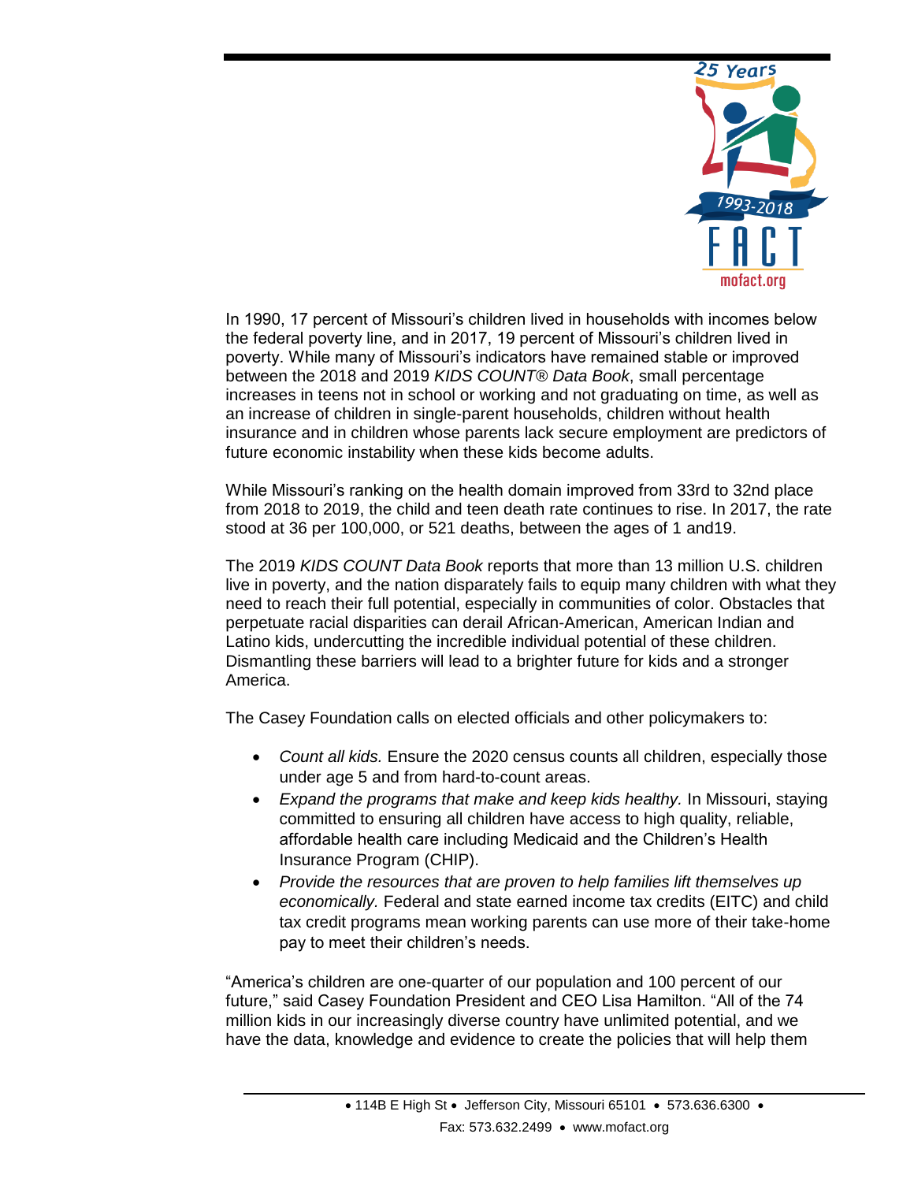In 1990, 17 percent of Missouri's children lived in households with incomes below the federal poverty line, and in 2017, 19 percent of Missouri's children lived in poverty. While many of Missouri's indicators have remained stable or improved between the 2018 and 2019 *KIDS COUNT® Data Book*, small percentage increases in teens not in school or working and not graduating on time, as well as an increase of children in single-parent households, children without health insurance and in children whose parents lack secure employment are predictors of future economic instability when these kids become adults.

While Missouri's ranking on the health domain improved from 33rd to 32nd place from 2018 to 2019, the child and teen death rate continues to rise. In 2017, the rate stood at 36 per 100,000, or 521 deaths, between the ages of 1 and19.

The 2019 *KIDS COUNT Data Book* reports that more than 13 million U.S. children live in poverty, and the nation disparately fails to equip many children with what they need to reach their full potential, especially in communities of color. Obstacles that perpetuate racial disparities can derail African-American, American Indian and Latino kids, undercutting the incredible individual potential of these children. Dismantling these barriers will lead to a brighter future for kids and a stronger America.

The Casey Foundation calls on elected officials and other policymakers to:

- *Count all kids.* Ensure the 2020 census counts all children, especially those under age 5 and from hard-to-count areas.
- *Expand the programs that make and keep kids healthy.* In Missouri, staying committed to ensuring all children have access to high quality, reliable, affordable health care including Medicaid and the Children's Health Insurance Program (CHIP).
- *Provide the resources that are proven to help families lift themselves up economically.* Federal and state earned income tax credits (EITC) and child tax credit programs mean working parents can use more of their take-home pay to meet their children's needs.

"America's children are one-quarter of our population and 100 percent of our future," said Casey Foundation President and CEO Lisa Hamilton. "All of the 74 million kids in our increasingly diverse country have unlimited potential, and we have the data, knowledge and evidence to create the policies that will help them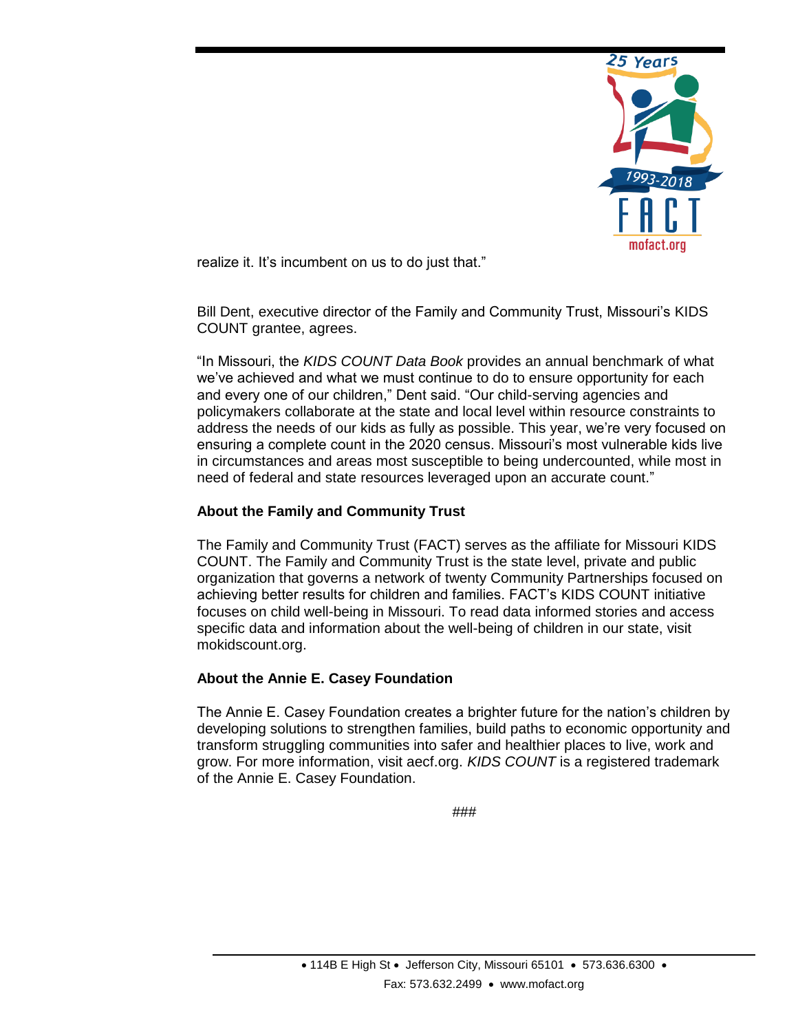realize it. It's incumbent on us to do just that."

Bill Dent, executive director of the Family and Community Trust, Missouri's KIDS COUNT grantee, agrees.

"In Missouri, the *KIDS COUNT Data Book* provides an annual benchmark of what we've achieved and what we must continue to do to ensure opportunity for each and every one of our children," Dent said. "Our child-serving agencies and policymakers collaborate at the state and local level within resource constraints to address the needs of our kids as fully as possible. This year, we're very focused on ensuring a complete count in the 2020 census. Missouri's most vulnerable kids live in circumstances and areas most susceptible to being undercounted, while most in need of federal and state resources leveraged upon an accurate count."

**About the Family and Community Trust**

The Family and Community Trust (FACT) serves as the affiliate for Missouri KIDS COUNT. The Family and Community Trust is the state level, private and public organization that governs a network of twenty Community Partnerships focused on achieving better results for children and families. FACT's KIDS COUNT initiative focuses on child well-being in Missouri. To read data informed stories and access specific data and information about the well-being of children in our state, visit mokidscount.org.

**About the Annie E. Casey Foundation**

The Annie E. Casey Foundation creates a brighter future for the nation's children by developing solutions to strengthen families, build paths to economic opportunity and transform struggling communities into safer and healthier places to live, work and grow. For more information, visit aecf.org. *KIDS COUNT* is a registered trademark of the Annie E. Casey Foundation.

###